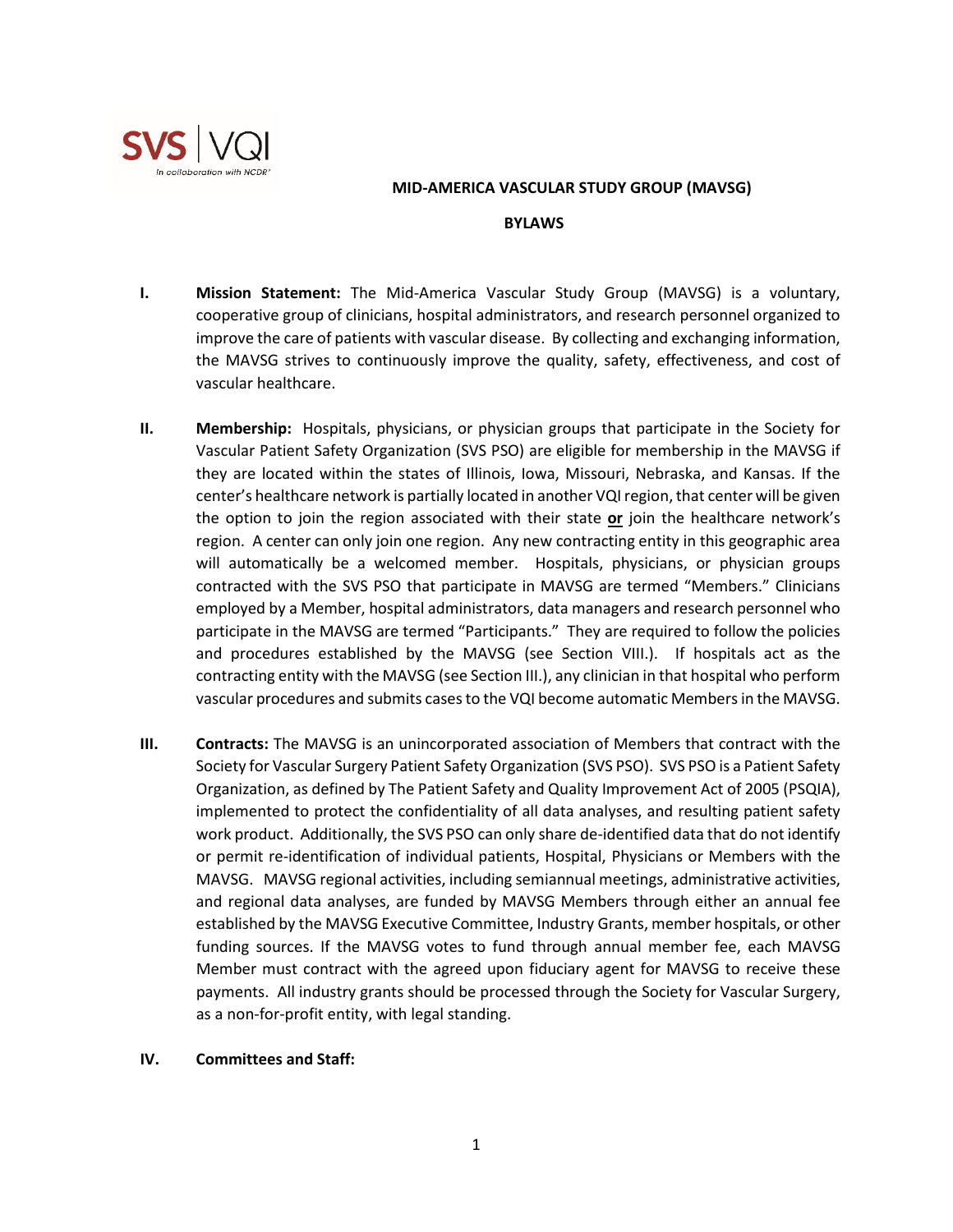# MID-AMERICA VASCULAR STUDY GROUP (MAVSG)

## BYLAWS

**I. Mission Statement:** The Mid-America Vascular Study Group (MAVSG) is a voluntary, cooperative group of clinicians, hospital administrators, and research personnel organized to improve the care of patients with vascular disease. By collecting and exchanging information, the MAVSG strives to continuously improve the quality, safety, effectiveness, and cost of vascular healthcare.

**II. Membership:** Hospitals, physicians, or physician groups that participate in the Society for Vascular Patient Safety Organization (SVS PSO) are eligible for membership in the MAVSG if they are located within the states of Illinois, Iowa, Missouri, Nebraska, and Kansas. If the center's healthcare network is partially located in another VQI region, that center will be given the option to join the region associated with their state **or** join the healthcare network's region. A center can only join one region. Any new contracting entity in this geographic area will automatically be a welcomed member. Hospitals, physicians, or physician groups contracted with the SVS PSO that participate in MAVSG are termed "Members." Clinicians employed by a Member, hospital administrators, data managers and research personnel who participate in the MAVSG are termed "Participants." They are required to follow the policies and procedures established by the MAVSG (see Section VIII.). If hospitals act as the contracting entity with the MAVSG (see Section III.), any clinician in that hospital who perform vascular procedures and submits cases to the VQI become automatic Members in the MAVSG.

**III. Contracts:** The MAVSG is an unincorporated association of Members that contract with the Society for Vascular Surgery Patient Safety Organization (SVS PSO). SVS PSO is a Patient Safety Organization, as defined by The Patient Safety and Quality Improvement Act of 2005 (PSQIA), implemented to protect the confidentiality of all data analyses, and resulting patient safety work product. Additionally, the SVS PSO can only share de-identified data that do not identify or permit re-identification of individual patients, Hospital, Physicians or Members with the MAVSG. MAVSG regional activities, including semiannual meetings, administrative activities, and regional data analyses, are funded by MAVSG Members through either an annual fee established by the MAVSG Executive Committee, Industry Grants, member hospitals, or other funding sources. If the MAVSG votes to fund through annual member fee, each MAVSG Member must contract with the agreed upon fiduciary agent for MAVSG to receive these payments. All industry grants should be processed through the Society for Vascular Surgery, as a non-for-profit entity, with legal standing.

**IV. Committees and Staff:**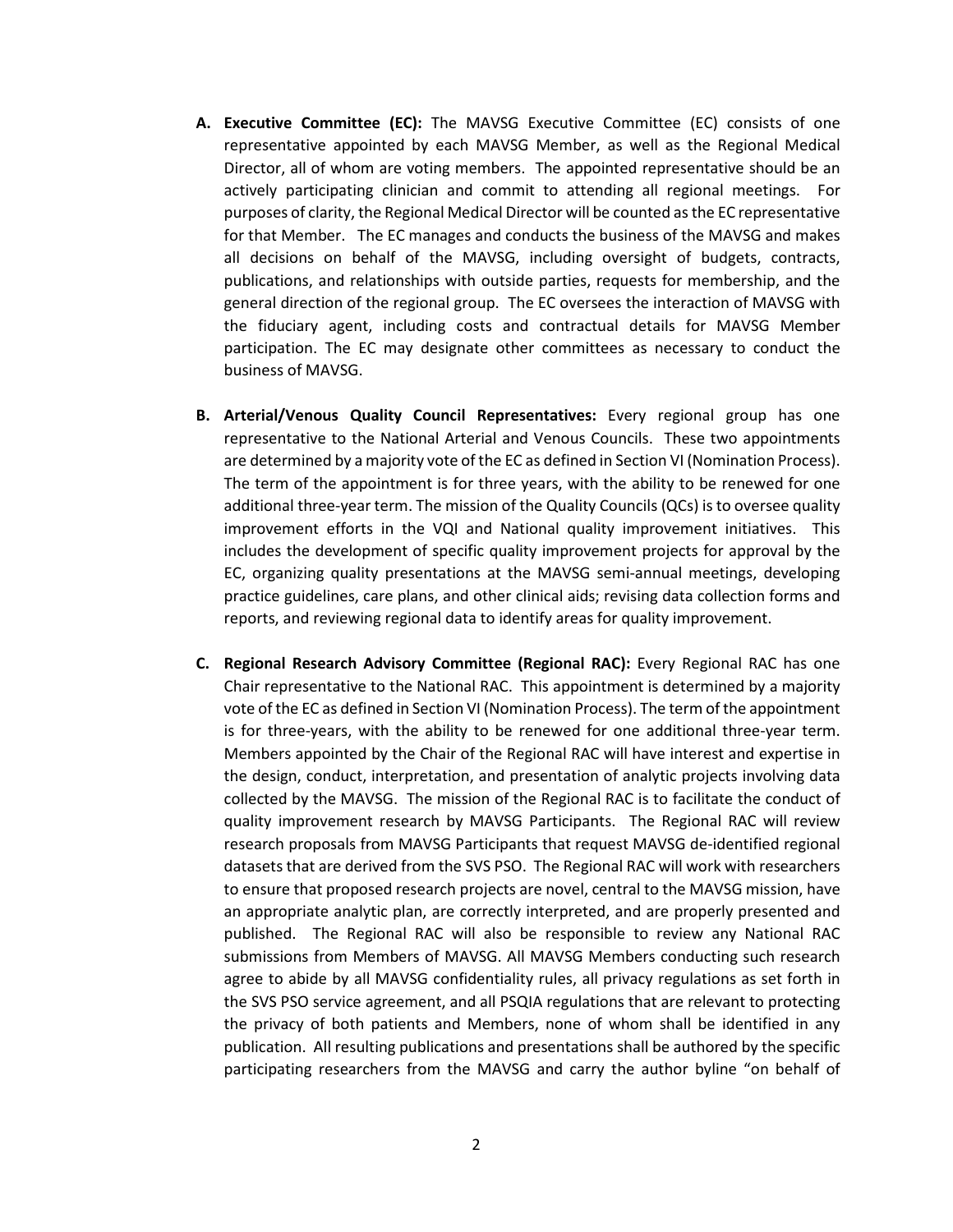A. **Executive Committee (EC):** The MAVSG Executive Committee (EC) consists of one representative appointed by each MAVSG Member, as well as the Regional Medical Director, all of whom are voting members. The appointed representative should be an actively participating clinician and commit to attending all regional meetings. For purposes of clarity, the Regional Medical Director will be counted as the EC representative for that Member. The EC manages and conducts the business of the MAVSG and makes all decisions on behalf of the MAVSG, including oversight of budgets, contracts, publications, and relationships with outside parties, requests for membership, and the general direction of the regional group. The EC oversees the interaction of MAVSG with the fiduciary agent, including costs and contractual details for MAVSG Member participation. The EC may designate other committees as necessary to conduct the business of MAVSG.

B. **Arterial/Venous Quality Council Representatives:** Every regional group has one representative to the National Arterial and Venous Councils. These two appointments are determined by a majority vote of the EC as defined in Section VI (Nomination Process). The term of the appointment is for three years, with the ability to be renewed for one additional three-year term. The mission of the Quality Councils (QCs) is to oversee quality improvement efforts in the VQI and National quality improvement initiatives. This includes the development of specific quality improvement projects for approval by the EC, organizing quality presentations at the MAVSG semi-annual meetings, developing practice guidelines, care plans, and other clinical aids; revising data collection forms and reports, and reviewing regional data to identify areas for quality improvement.

C. **Regional Research Advisory Committee (Regional RAC):** Every Regional RAC has one Chair representative to the National RAC. This appointment is determined by a majority vote of the EC as defined in Section VI (Nomination Process). The term of the appointment is for three-years, with the ability to be renewed for one additional three-year term. Members appointed by the Chair of the Regional RAC will have interest and expertise in the design, conduct, interpretation, and presentation of analytic projects involving data collected by the MAVSG. The mission of the Regional RAC is to facilitate the conduct of quality improvement research by MAVSG Participants. The Regional RAC will review research proposals from MAVSG Participants that request MAVSG de-identified regional datasets that are derived from the SVS PSO. The Regional RAC will work with researchers to ensure that proposed research projects are novel, central to the MAVSG mission, have an appropriate analytic plan, are correctly interpreted, and are properly presented and published. The Regional RAC will also be responsible to review any National RAC submissions from Members of MAVSG. All MAVSG Members conducting such research agree to abide by all MAVSG confidentiality rules, all privacy regulations as set forth in the SVS PSO service agreement, and all PSQIA regulations that are relevant to protecting the privacy of both patients and Members, none of whom shall be identified in any publication. All resulting publications and presentations shall be authored by the specific participating researchers from the MAVSG and carry the author byline "on behalf of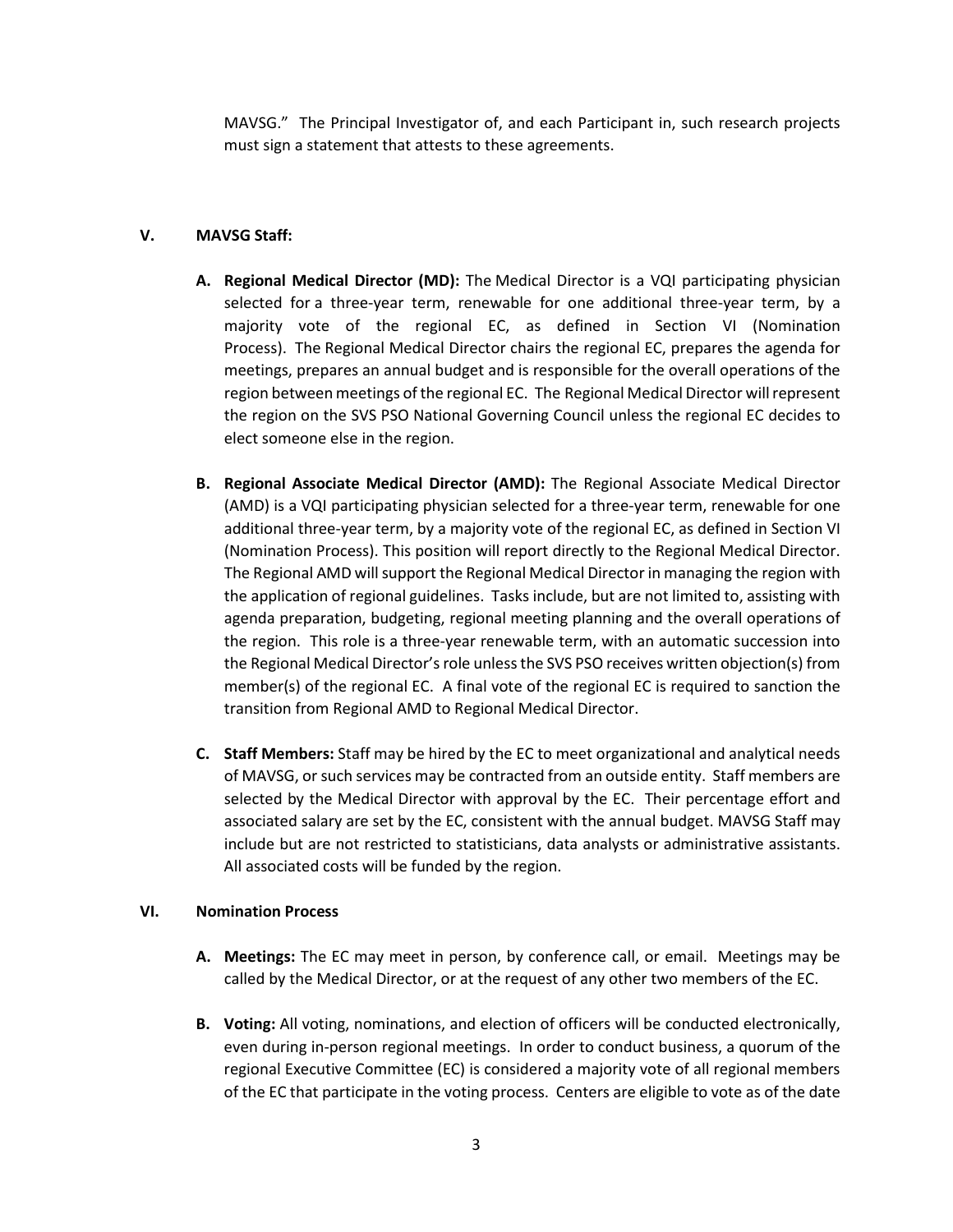MAVSG." The Principal Investigator of, and each Participant in, such research projects must sign a statement that attests to these agreements.

## V. MAVSG Staff:

**A. Regional Medical Director (MD):** The Medical Director is a VQI participating physician selected for a three-year term, renewable for one additional three-year term, by a majority vote of the regional EC, as defined in Section VI (Nomination Process). The Regional Medical Director chairs the regional EC, prepares the agenda for meetings, prepares an annual budget and is responsible for the overall operations of the region between meetings of the regional EC. The Regional Medical Director will represent the region on the SVS PSO National Governing Council unless the regional EC decides to elect someone else in the region.

**B. Regional Associate Medical Director (AMD):** The Regional Associate Medical Director (AMD) is a VQI participating physician selected for a three-year term, renewable for one additional three-year term, by a majority vote of the regional EC, as defined in Section VI (Nomination Process). This position will report directly to the Regional Medical Director. The Regional AMD will support the Regional Medical Director in managing the region with the application of regional guidelines. Tasks include, but are not limited to, assisting with agenda preparation, budgeting, regional meeting planning and the overall operations of the region. This role is a three-year renewable term, with an automatic succession into the Regional Medical Director's role unless the SVS PSO receives written objection(s) from member(s) of the regional EC. A final vote of the regional EC is required to sanction the transition from Regional AMD to Regional Medical Director.

**C. Staff Members:** Staff may be hired by the EC to meet organizational and analytical needs of MAVSG, or such services may be contracted from an outside entity. Staff members are selected by the Medical Director with approval by the EC. Their percentage effort and associated salary are set by the EC, consistent with the annual budget. MAVSG Staff may include but are not restricted to statisticians, data analysts or administrative assistants. All associated costs will be funded by the region.

## VI. Nomination Process

**A. Meetings:** The EC may meet in person, by conference call, or email. Meetings may be called by the Medical Director, or at the request of any other two members of the EC.

**B. Voting:** All voting, nominations, and election of officers will be conducted electronically, even during in-person regional meetings. In order to conduct business, a quorum of the regional Executive Committee (EC) is considered a majority vote of all regional members of the EC that participate in the voting process. Centers are eligible to vote as of the date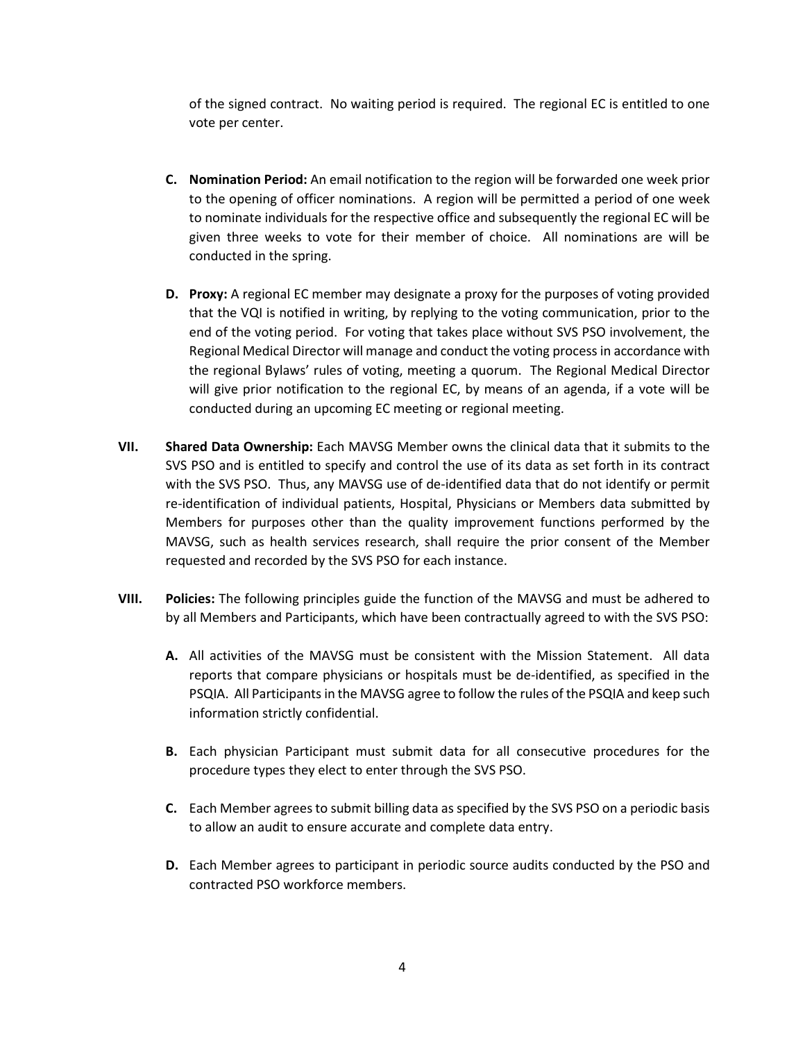of the signed contract. No waiting period is required. The regional EC is entitled to one vote per center.

- **C. Nomination Period:** An email notification to the region will be forwarded one week prior to the opening of officer nominations. A region will be permitted a period of one week to nominate individuals for the respective office and subsequently the regional EC will be given three weeks to vote for their member of choice. All nominations are will be conducted in the spring.

- **D. Proxy:** A regional EC member may designate a proxy for the purposes of voting provided that the VQI is notified in writing, by replying to the voting communication, prior to the end of the voting period. For voting that takes place without SVS PSO involvement, the Regional Medical Director will manage and conduct the voting process in accordance with the regional Bylaws' rules of voting, meeting a quorum. The Regional Medical Director will give prior notification to the regional EC, by means of an agenda, if a vote will be conducted during an upcoming EC meeting or regional meeting.

**VII. Shared Data Ownership:** Each MAVSG Member owns the clinical data that it submits to the SVS PSO and is entitled to specify and control the use of its data as set forth in its contract with the SVS PSO. Thus, any MAVSG use of de-identified data that do not identify or permit re-identification of individual patients, Hospital, Physicians or Members data submitted by Members for purposes other than the quality improvement functions performed by the MAVSG, such as health services research, shall require the prior consent of the Member requested and recorded by the SVS PSO for each instance.

**VIII. Policies:** The following principles guide the function of the MAVSG and must be adhered to by all Members and Participants, which have been contractually agreed to with the SVS PSO:

- **A.** All activities of the MAVSG must be consistent with the Mission Statement. All data reports that compare physicians or hospitals must be de-identified, as specified in the PSQIA. All Participants in the MAVSG agree to follow the rules of the PSQIA and keep such information strictly confidential.

- **B.** Each physician Participant must submit data for all consecutive procedures for the procedure types they elect to enter through the SVS PSO.

- **C.** Each Member agrees to submit billing data as specified by the SVS PSO on a periodic basis to allow an audit to ensure accurate and complete data entry.

- **D.** Each Member agrees to participant in periodic source audits conducted by the PSO and contracted PSO workforce members.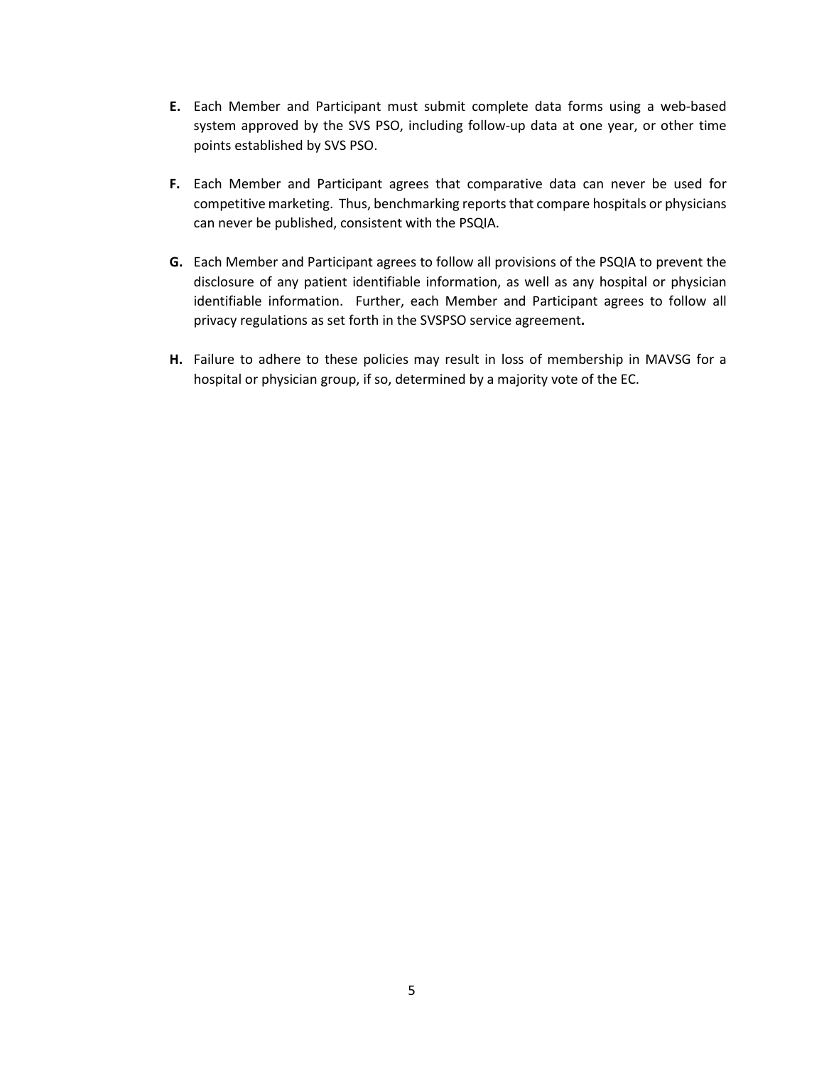**E.** Each Member and Participant must submit complete data forms using a web-based system approved by the SVS PSO, including follow-up data at one year, or other time points established by SVS PSO.

**F.** Each Member and Participant agrees that comparative data can never be used for competitive marketing. Thus, benchmarking reports that compare hospitals or physicians can never be published, consistent with the PSQIA.

**G.** Each Member and Participant agrees to follow all provisions of the PSQIA to prevent the disclosure of any patient identifiable information, as well as any hospital or physician identifiable information. Further, each Member and Participant agrees to follow all privacy regulations as set forth in the SVSPSO service agreement**.**

**H.** Failure to adhere to these policies may result in loss of membership in MAVSG for a hospital or physician group, if so, determined by a majority vote of the EC.